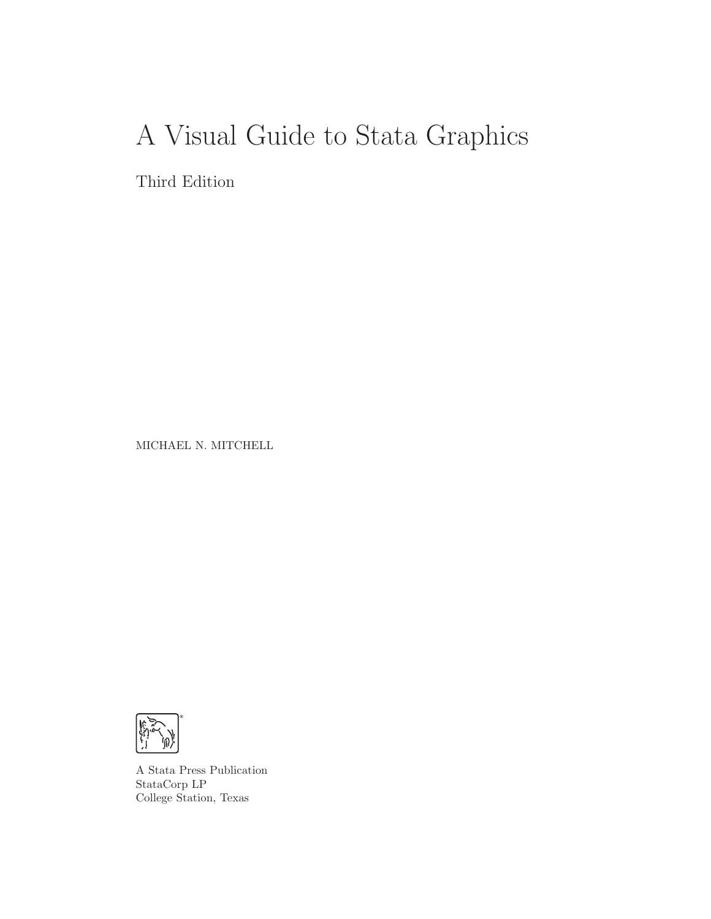# A Visual Guide to Stata Graphics

## Third Edition

MICHAEL N. MITCHELL

A Stata Press Publication
StataCorp LP
College Station, Texas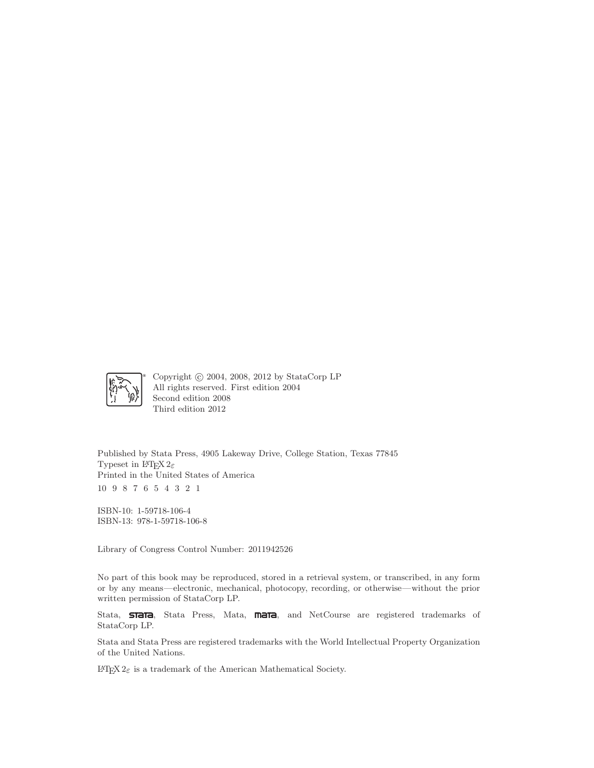Copyright © 2004, 2008, 2012 by StataCorp LP
All rights reserved. First edition 2004
Second edition 2008
Third edition 2012

Published by Stata Press, 4905 Lakeway Drive, College Station, Texas 77845
Typeset in $\LaTeX\,2_\varepsilon$
Printed in the United States of America
10 9 8 7 6 5 4 3 2 1

ISBN-10: 1-59718-106-4
ISBN-13: 978-1-59718-106-8

Library of Congress Control Number: 2011942526

No part of this book may be reproduced, stored in a retrieval system, or transcribed, in any form or by any means—electronic, mechanical, photocopy, recording, or otherwise—without the prior written permission of StataCorp LP.

Stata, **stata**, Stata Press, Mata, **mata**, and NetCourse are registered trademarks of StataCorp LP.

Stata and Stata Press are registered trademarks with the World Intellectual Property Organization of the United Nations.

$\LaTeX\,2_\varepsilon$ is a trademark of the American Mathematical Society.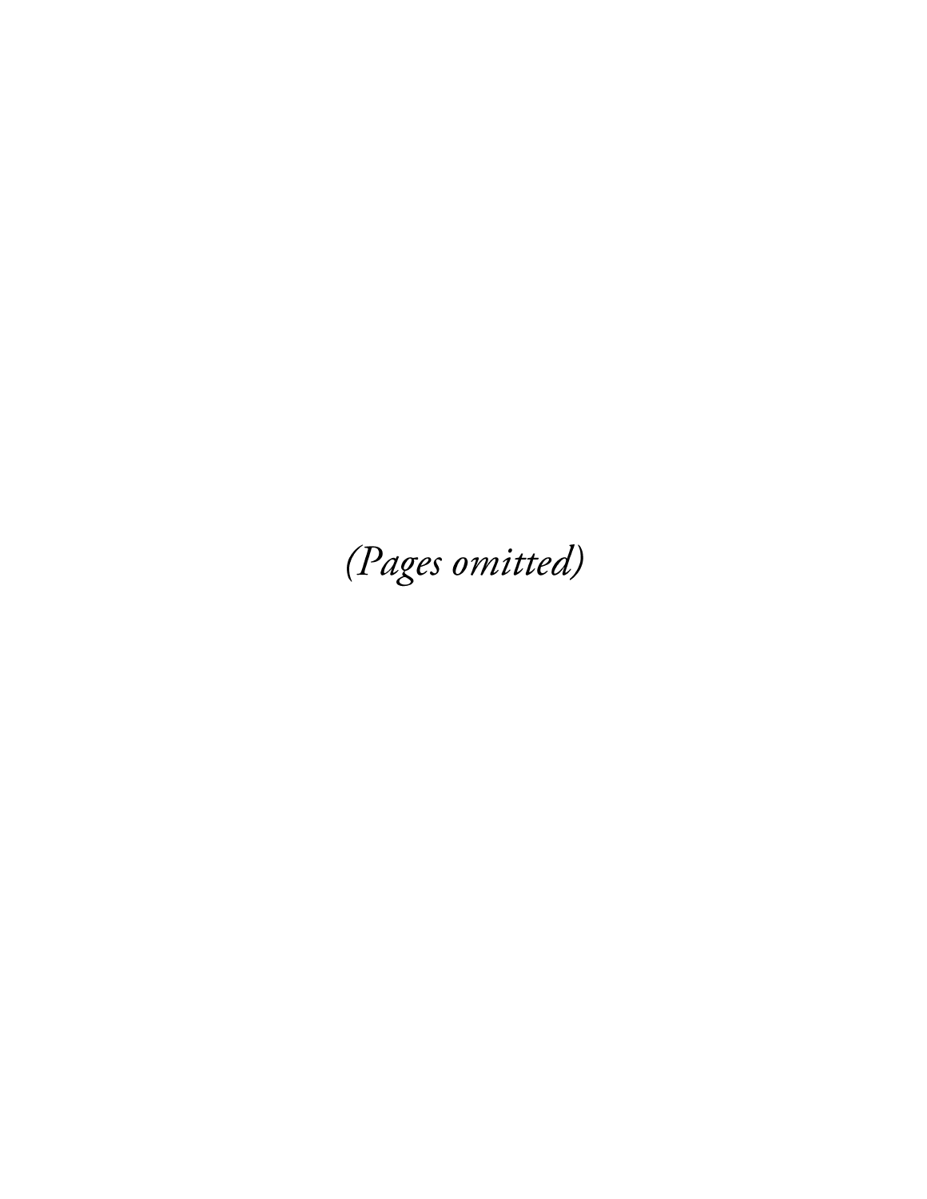*(Pages omitted)*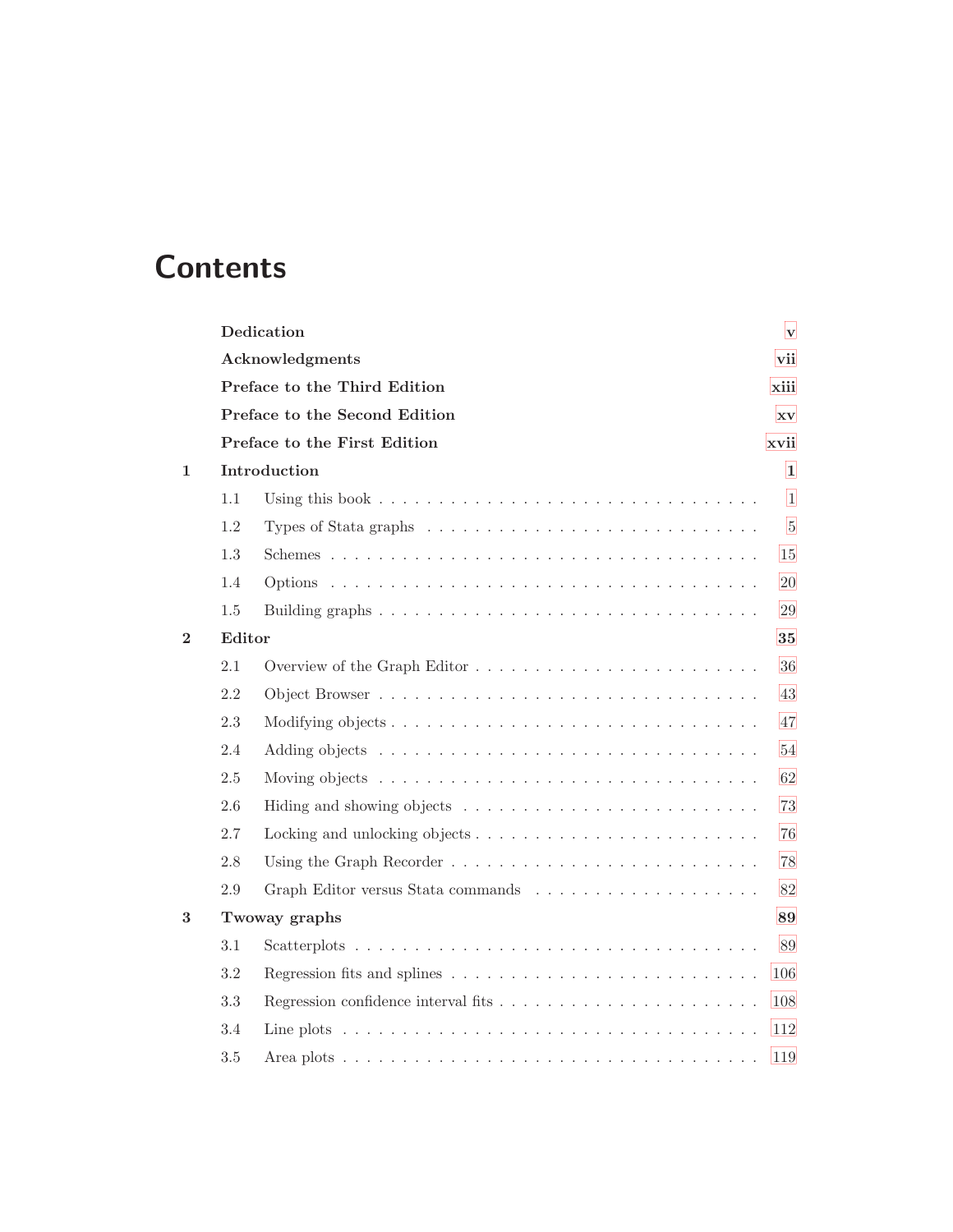# Contents

| | | |
|---|---|---|
| | **Dedication** | **v** |
| | **Acknowledgments** | **vii** |
| | **Preface to the Third Edition** | **xiii** |
| | **Preface to the Second Edition** | **xv** |
| | **Preface to the First Edition** | **xvii** |
| **1** | **Introduction** | **1** |
| 1.1 | Using this book | 1 |
| 1.2 | Types of Stata graphs | 5 |
| 1.3 | Schemes | 15 |
| 1.4 | Options | 20 |
| 1.5 | Building graphs | 29 |
| **2** | **Editor** | **35** |
| 2.1 | Overview of the Graph Editor | 36 |
| 2.2 | Object Browser | 43 |
| 2.3 | Modifying objects | 47 |
| 2.4 | Adding objects | 54 |
| 2.5 | Moving objects | 62 |
| 2.6 | Hiding and showing objects | 73 |
| 2.7 | Locking and unlocking objects | 76 |
| 2.8 | Using the Graph Recorder | 78 |
| 2.9 | Graph Editor versus Stata commands | 82 |
| **3** | **Twoway graphs** | **89** |
| 3.1 | Scatterplots | 89 |
| 3.2 | Regression fits and splines | 106 |
| 3.3 | Regression confidence interval fits | 108 |
| 3.4 | Line plots | 112 |
| 3.5 | Area plots | 119 |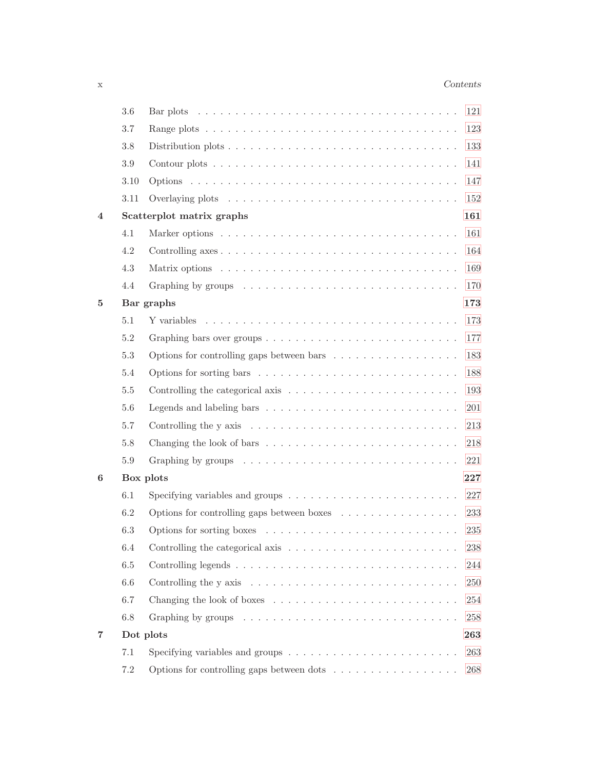3.6 Bar plots . . . . . . . . . . . . . . . . . . . . . . . . . . . . . . . . . 121

3.7 Range plots . . . . . . . . . . . . . . . . . . . . . . . . . . . . . . . . 123

3.8 Distribution plots . . . . . . . . . . . . . . . . . . . . . . . . . . . . . 133

3.9 Contour plots . . . . . . . . . . . . . . . . . . . . . . . . . . . . . . . 141

3.10 Options . . . . . . . . . . . . . . . . . . . . . . . . . . . . . . . . . . 147

3.11 Overlaying plots . . . . . . . . . . . . . . . . . . . . . . . . . . . . . 152

**4 Scatterplot matrix graphs** **161**

4.1 Marker options . . . . . . . . . . . . . . . . . . . . . . . . . . . . . . 161

4.2 Controlling axes . . . . . . . . . . . . . . . . . . . . . . . . . . . . . . 164

4.3 Matrix options . . . . . . . . . . . . . . . . . . . . . . . . . . . . . . 169

4.4 Graphing by groups . . . . . . . . . . . . . . . . . . . . . . . . . . . 170

**5 Bar graphs** **173**

5.1 Y variables . . . . . . . . . . . . . . . . . . . . . . . . . . . . . . . . 173

5.2 Graphing bars over groups . . . . . . . . . . . . . . . . . . . . . . . . 177

5.3 Options for controlling gaps between bars . . . . . . . . . . . . . . . 183

5.4 Options for sorting bars . . . . . . . . . . . . . . . . . . . . . . . . . 188

5.5 Controlling the categorical axis . . . . . . . . . . . . . . . . . . . . . 193

5.6 Legends and labeling bars . . . . . . . . . . . . . . . . . . . . . . . . 201

5.7 Controlling the y axis . . . . . . . . . . . . . . . . . . . . . . . . . . 213

5.8 Changing the look of bars . . . . . . . . . . . . . . . . . . . . . . . . 218

5.9 Graphing by groups . . . . . . . . . . . . . . . . . . . . . . . . . . . 221

**6 Box plots** **227**

6.1 Specifying variables and groups . . . . . . . . . . . . . . . . . . . . . 227

6.2 Options for controlling gaps between boxes . . . . . . . . . . . . . . . 233

6.3 Options for sorting boxes . . . . . . . . . . . . . . . . . . . . . . . . 235

6.4 Controlling the categorical axis . . . . . . . . . . . . . . . . . . . . . 238

6.5 Controlling legends . . . . . . . . . . . . . . . . . . . . . . . . . . . . 244

6.6 Controlling the y axis . . . . . . . . . . . . . . . . . . . . . . . . . . 250

6.7 Changing the look of boxes . . . . . . . . . . . . . . . . . . . . . . . 254

6.8 Graphing by groups . . . . . . . . . . . . . . . . . . . . . . . . . . . 258

**7 Dot plots** **263**

7.1 Specifying variables and groups . . . . . . . . . . . . . . . . . . . . . 263

7.2 Options for controlling gaps between dots . . . . . . . . . . . . . . . 268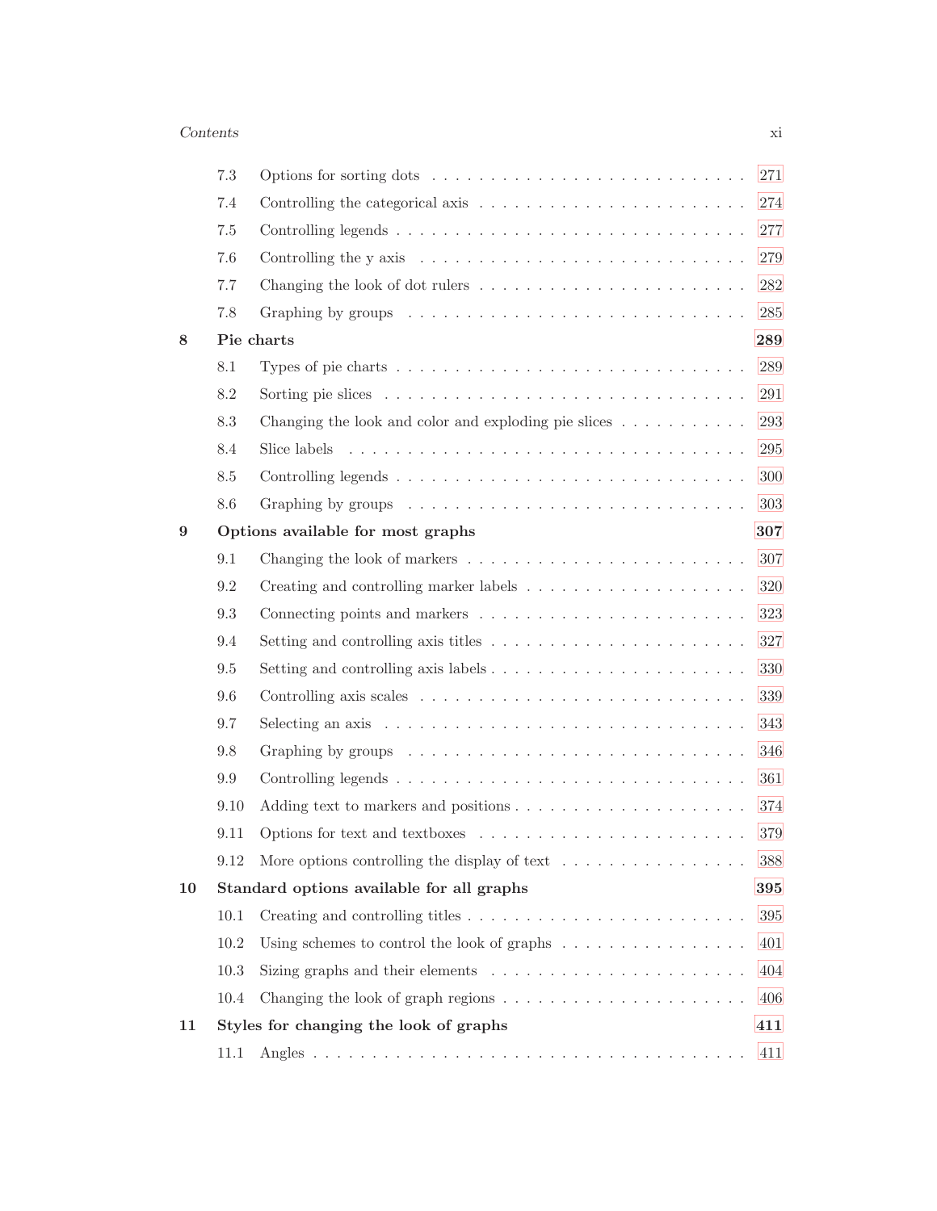7.3 Options for sorting dots . . . . . . . . . . . . . . . . . . . . . . . . . . 271

7.4 Controlling the categorical axis . . . . . . . . . . . . . . . . . . . . . . . 274

7.5 Controlling legends . . . . . . . . . . . . . . . . . . . . . . . . . . . . 277

7.6 Controlling the y axis . . . . . . . . . . . . . . . . . . . . . . . . . . . 279

7.7 Changing the look of dot rulers . . . . . . . . . . . . . . . . . . . . . . 282

7.8 Graphing by groups . . . . . . . . . . . . . . . . . . . . . . . . . . . . 285

**8 Pie charts** **289**

8.1 Types of pie charts . . . . . . . . . . . . . . . . . . . . . . . . . . . . 289

8.2 Sorting pie slices . . . . . . . . . . . . . . . . . . . . . . . . . . . . . 291

8.3 Changing the look and color and exploding pie slices . . . . . . . . . . . 293

8.4 Slice labels . . . . . . . . . . . . . . . . . . . . . . . . . . . . . . . . 295

8.5 Controlling legends . . . . . . . . . . . . . . . . . . . . . . . . . . . . 300

8.6 Graphing by groups . . . . . . . . . . . . . . . . . . . . . . . . . . . . 303

**9 Options available for most graphs** **307**

9.1 Changing the look of markers . . . . . . . . . . . . . . . . . . . . . . . 307

9.2 Creating and controlling marker labels . . . . . . . . . . . . . . . . . . 320

9.3 Connecting points and markers . . . . . . . . . . . . . . . . . . . . . . 323

9.4 Setting and controlling axis titles . . . . . . . . . . . . . . . . . . . . . 327

9.5 Setting and controlling axis labels . . . . . . . . . . . . . . . . . . . . . 330

9.6 Controlling axis scales . . . . . . . . . . . . . . . . . . . . . . . . . . . 339

9.7 Selecting an axis . . . . . . . . . . . . . . . . . . . . . . . . . . . . . 343

9.8 Graphing by groups . . . . . . . . . . . . . . . . . . . . . . . . . . . . 346

9.9 Controlling legends . . . . . . . . . . . . . . . . . . . . . . . . . . . . 361

9.10 Adding text to markers and positions . . . . . . . . . . . . . . . . . . . 374

9.11 Options for text and textboxes . . . . . . . . . . . . . . . . . . . . . . 379

9.12 More options controlling the display of text . . . . . . . . . . . . . . . 388

**10 Standard options available for all graphs** **395**

10.1 Creating and controlling titles . . . . . . . . . . . . . . . . . . . . . . . 395

10.2 Using schemes to control the look of graphs . . . . . . . . . . . . . . . 401

10.3 Sizing graphs and their elements . . . . . . . . . . . . . . . . . . . . . 404

10.4 Changing the look of graph regions . . . . . . . . . . . . . . . . . . . . 406

**11 Styles for changing the look of graphs** **411**

11.1 Angles . . . . . . . . . . . . . . . . . . . . . . . . . . . . . . . . . . . 411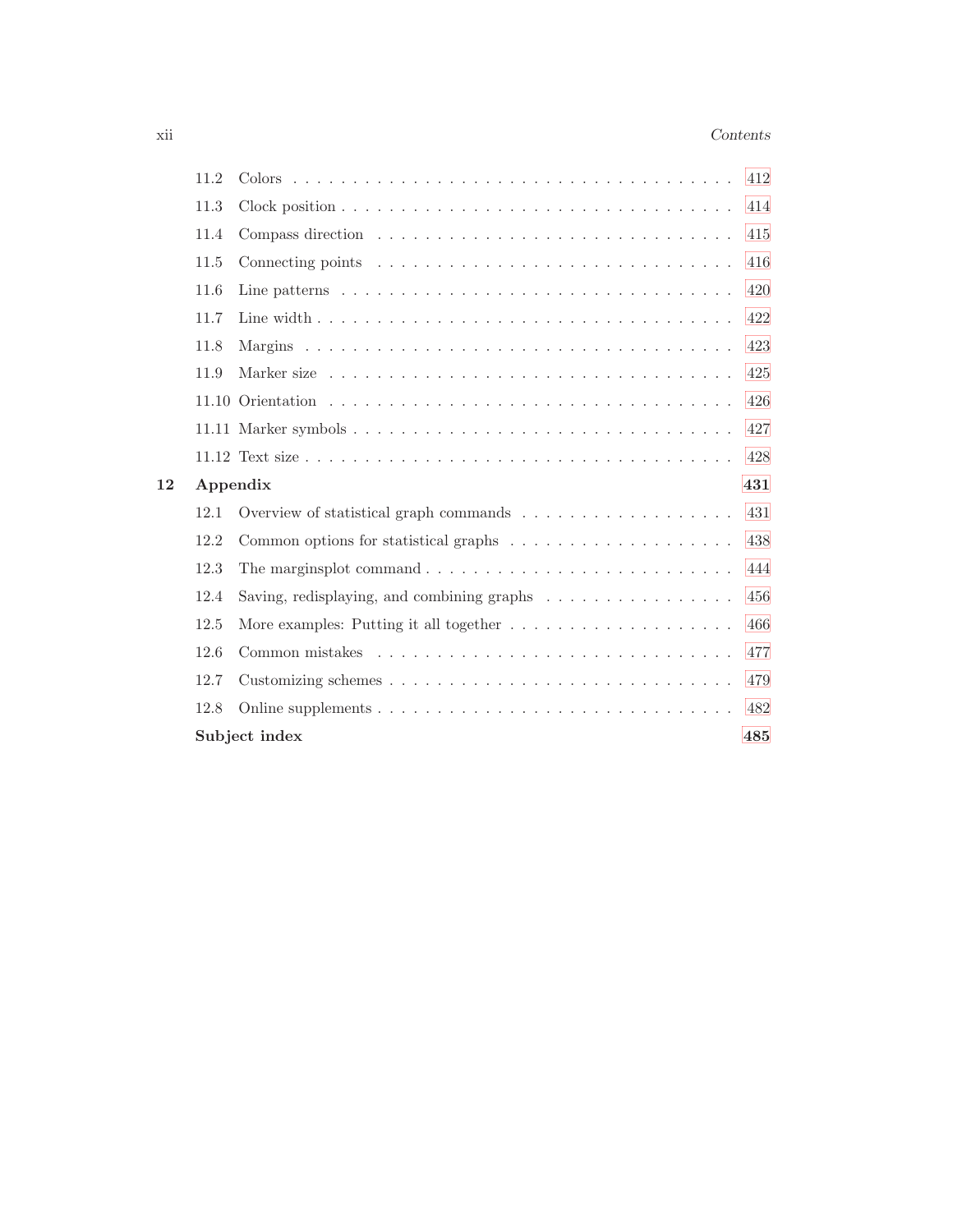| | | |
|---|---|---|
| 11.2 | Colors | 412 |
| 11.3 | Clock position | 414 |
| 11.4 | Compass direction | 415 |
| 11.5 | Connecting points | 416 |
| 11.6 | Line patterns | 420 |
| 11.7 | Line width | 422 |
| 11.8 | Margins | 423 |
| 11.9 | Marker size | 425 |
| 11.10 | Orientation | 426 |
| 11.11 | Marker symbols | 427 |
| 11.12 | Text size | 428 |
| **12** | **Appendix** | **431** |
| 12.1 | Overview of statistical graph commands | 431 |
| 12.2 | Common options for statistical graphs | 438 |
| 12.3 | The marginsplot command | 444 |
| 12.4 | Saving, redisplaying, and combining graphs | 456 |
| 12.5 | More examples: Putting it all together | 466 |
| 12.6 | Common mistakes | 477 |
| 12.7 | Customizing schemes | 479 |
| 12.8 | Online supplements | 482 |
| | **Subject index** | **485** |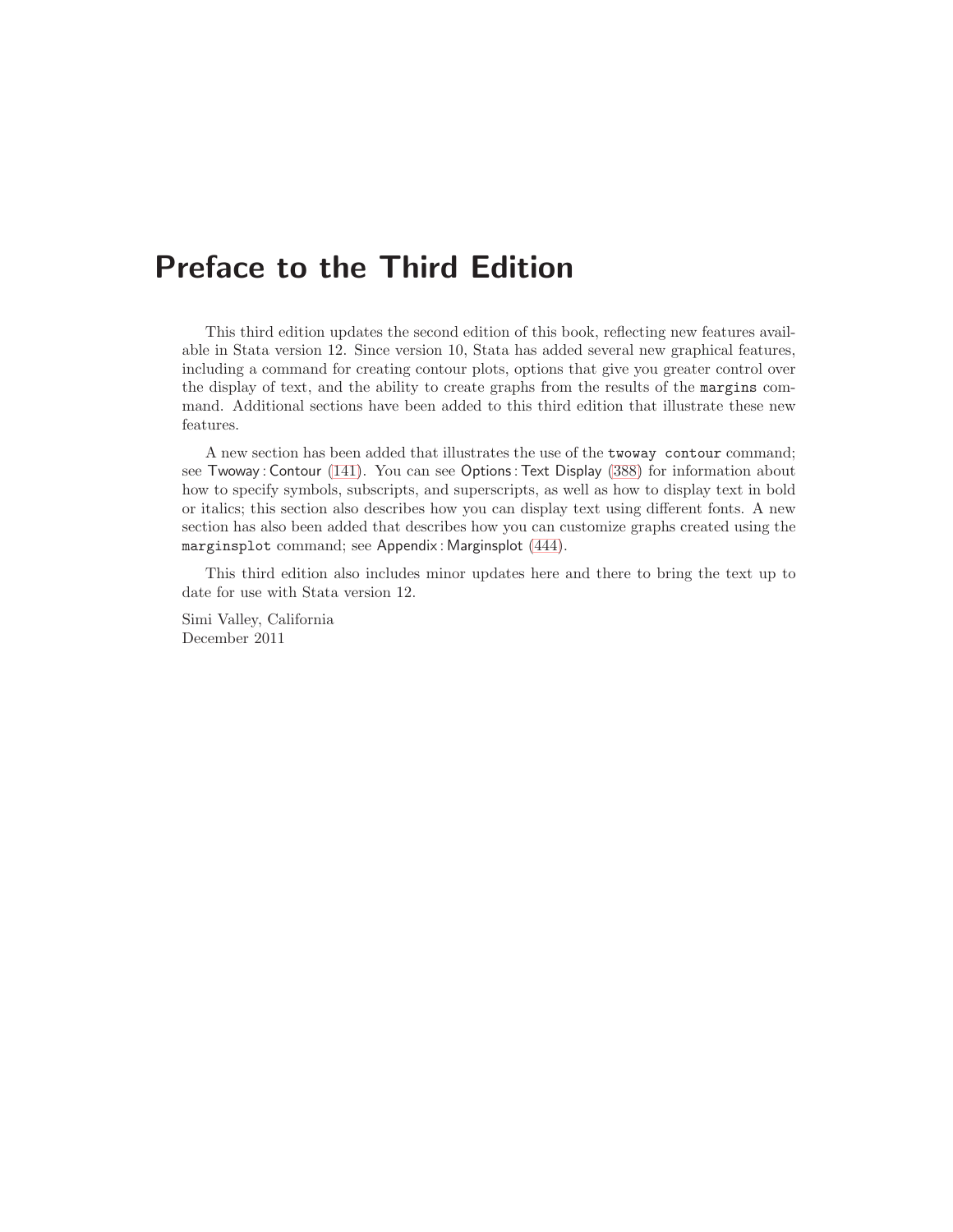# Preface to the Third Edition

This third edition updates the second edition of this book, reflecting new features available in Stata version 12. Since version 10, Stata has added several new graphical features, including a command for creating contour plots, options that give you greater control over the display of text, and the ability to create graphs from the results of the `margins` command. Additional sections have been added to this third edition that illustrate these new features.

A new section has been added that illustrates the use of the `twoway contour` command; see Twoway : Contour (141). You can see Options : Text Display (388) for information about how to specify symbols, subscripts, and superscripts, as well as how to display text in bold or italics; this section also describes how you can display text using different fonts. A new section has also been added that describes how you can customize graphs created using the `marginsplot` command; see Appendix : Marginsplot (444).

This third edition also includes minor updates here and there to bring the text up to date for use with Stata version 12.

Simi Valley, California
December 2011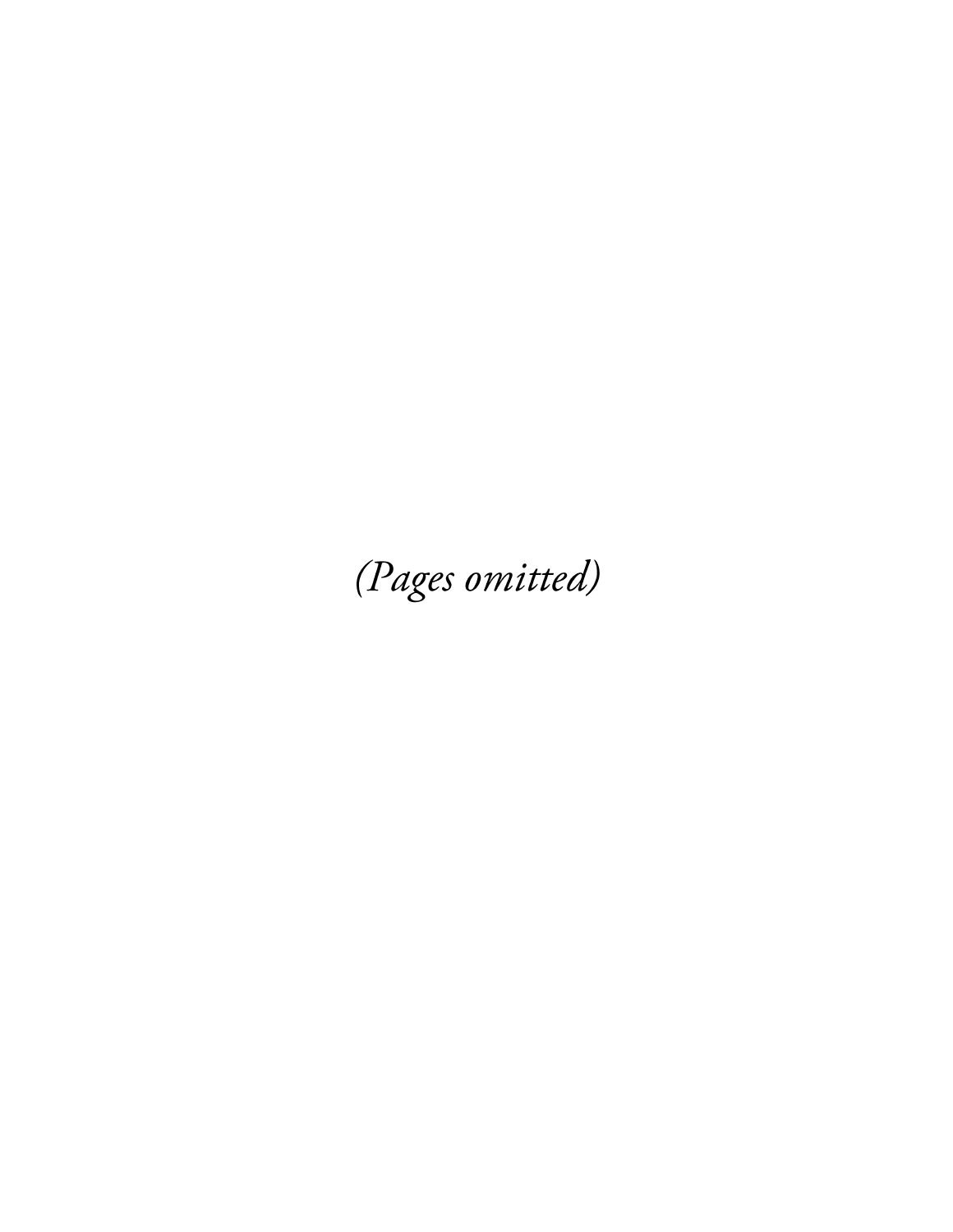*(Pages omitted)*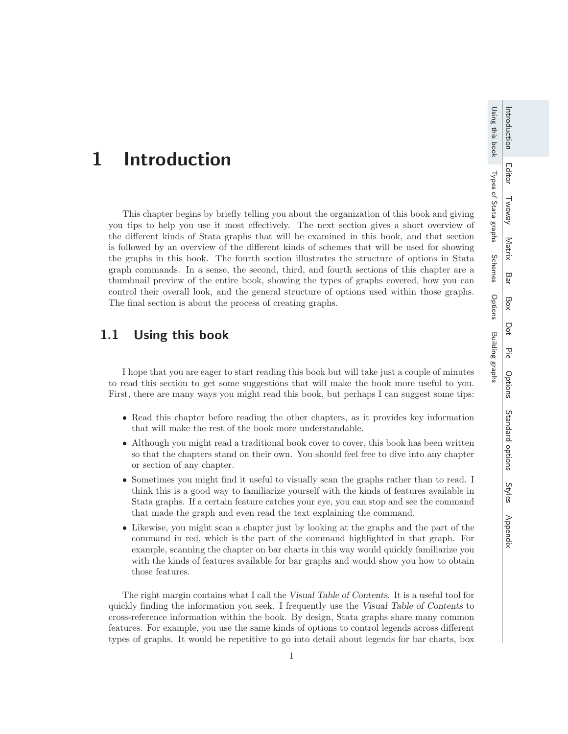# 1 Introduction

This chapter begins by briefly telling you about the organization of this book and giving you tips to help you use it most effectively. The next section gives a short overview of the different kinds of Stata graphs that will be examined in this book, and that section is followed by an overview of the different kinds of schemes that will be used for showing the graphs in this book. The fourth section illustrates the structure of options in Stata graph commands. In a sense, the second, third, and fourth sections of this chapter are a thumbnail preview of the entire book, showing the types of graphs covered, how you can control their overall look, and the general structure of options used within those graphs. The final section is about the process of creating graphs.

## 1.1 Using this book

I hope that you are eager to start reading this book but will take just a couple of minutes to read this section to get some suggestions that will make the book more useful to you. First, there are many ways you might read this book, but perhaps I can suggest some tips:

- Read this chapter before reading the other chapters, as it provides key information that will make the rest of the book more understandable.
- Although you might read a traditional book cover to cover, this book has been written so that the chapters stand on their own. You should feel free to dive into any chapter or section of any chapter.
- Sometimes you might find it useful to visually scan the graphs rather than to read. I think this is a good way to familiarize yourself with the kinds of features available in Stata graphs. If a certain feature catches your eye, you can stop and see the command that made the graph and even read the text explaining the command.
- Likewise, you might scan a chapter just by looking at the graphs and the part of the command in red, which is the part of the command highlighted in that graph. For example, scanning the chapter on bar charts in this way would quickly familiarize you with the kinds of features available for bar graphs and would show you how to obtain those features.

The right margin contains what I call the *Visual Table of Contents*. It is a useful tool for quickly finding the information you seek. I frequently use the *Visual Table of Contents* to cross-reference information within the book. By design, Stata graphs share many common features. For example, you use the same kinds of options to control legends across different types of graphs. It would be repetitive to go into detail about legends for bar charts, box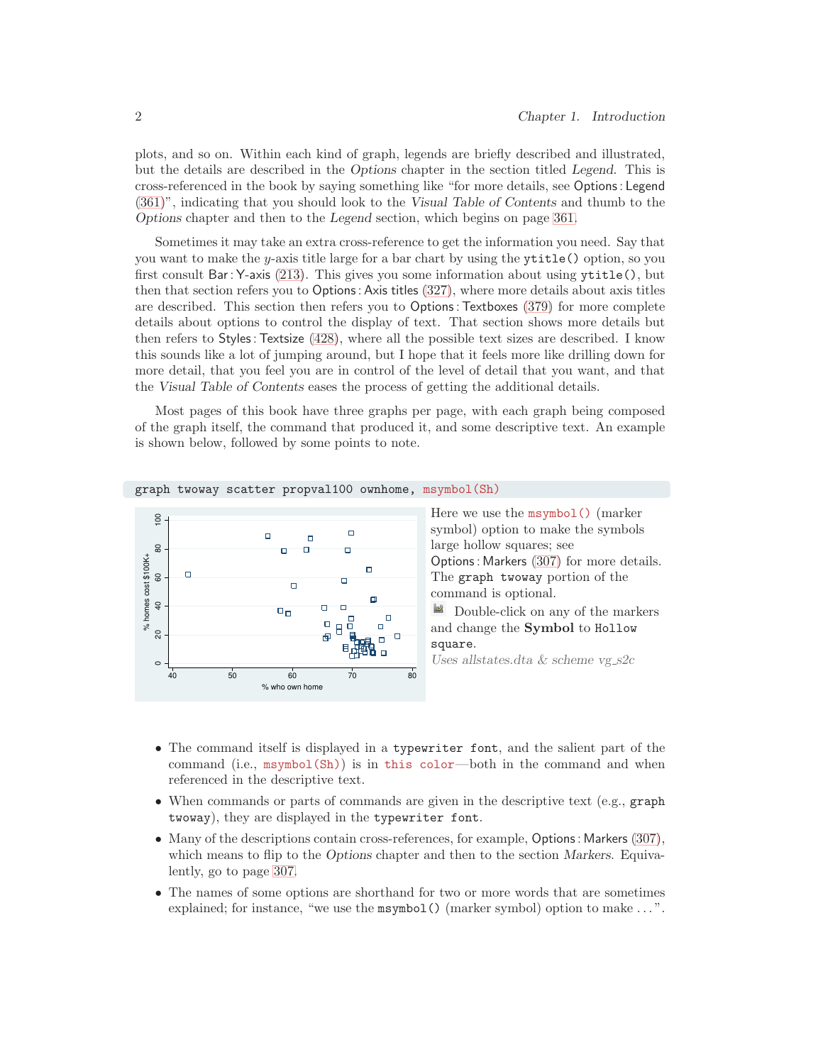plots, and so on. Within each kind of graph, legends are briefly described and illustrated, but the details are described in the *Options* chapter in the section titled *Legend*. This is cross-referenced in the book by saying something like "for more details, see Options : Legend (361)", indicating that you should look to the *Visual Table of Contents* and thumb to the *Options* chapter and then to the *Legend* section, which begins on page 361.

Sometimes it may take an extra cross-reference to get the information you need. Say that you want to make the $y$-axis title large for a bar chart by using the `ytitle()` option, so you first consult Bar : Y-axis (213). This gives you some information about using `ytitle()`, but then that section refers you to Options : Axis titles (327), where more details about axis titles are described. This section then refers you to Options : Textboxes (379) for more complete details about options to control the display of text. That section shows more details but then refers to Styles : Textsize (428), where all the possible text sizes are described. I know this sounds like a lot of jumping around, but I hope that it feels more like drilling down for more detail, that you feel you are in control of the level of detail that you want, and that the *Visual Table of Contents* eases the process of getting the additional details.

Most pages of this book have three graphs per page, with each graph being composed of the graph itself, the command that produced it, and some descriptive text. An example is shown below, followed by some points to note.

```
graph twoway scatter propval100 ownhome, msymbol(Sh)
```

Here we use the `msymbol()` (marker symbol) option to make the symbols large hollow squares; see Options : Markers (307) for more details. The `graph twoway` portion of the command is optional.

Double-click on any of the markers and change the **Symbol** to `Hollow square`.

*Uses allstates.dta & scheme vg_s2c*

- The command itself is displayed in a `typewriter font`, and the salient part of the command (i.e., `msymbol(Sh)`) is in `this color`—both in the command and when referenced in the descriptive text.
- When commands or parts of commands are given in the descriptive text (e.g., `graph twoway`), they are displayed in the `typewriter font`.
- Many of the descriptions contain cross-references, for example, Options : Markers (307), which means to flip to the *Options* chapter and then to the section *Markers*. Equivalently, go to page 307.
- The names of some options are shorthand for two or more words that are sometimes explained; for instance, "we use the `msymbol()` (marker symbol) option to make ...".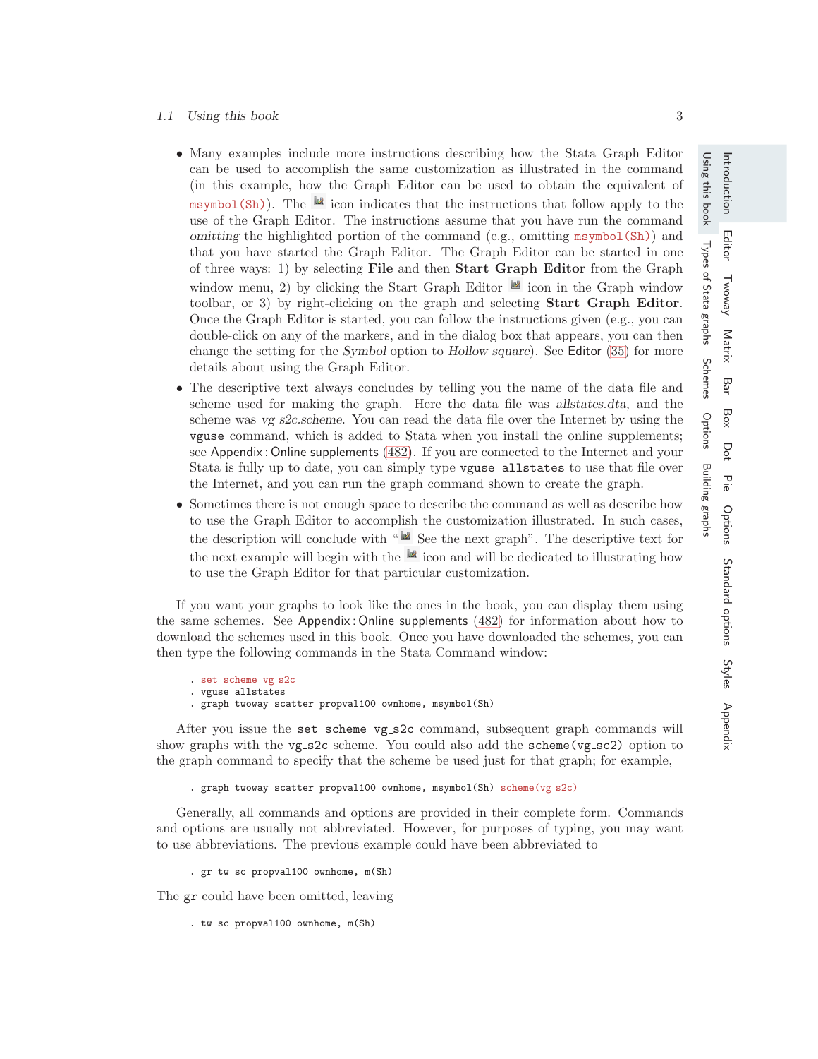- Many examples include more instructions describing how the Stata Graph Editor can be used to accomplish the same customization as illustrated in the command (in this example, how the Graph Editor can be used to obtain the equivalent of `msymbol(Sh)`). The icon indicates that the instructions that follow apply to the use of the Graph Editor. The instructions assume that you have run the command *omitting* the highlighted portion of the command (e.g., omitting `msymbol(Sh)`) and that you have started the Graph Editor. The Graph Editor can be started in one of three ways: 1) by selecting **File** and then **Start Graph Editor** from the Graph window menu, 2) by clicking the Start Graph Editor icon in the Graph window toolbar, or 3) by right-clicking on the graph and selecting **Start Graph Editor**. Once the Graph Editor is started, you can follow the instructions given (e.g., you can double-click on any of the markers, and in the dialog box that appears, you can then change the setting for the *Symbol* option to *Hollow square*). See Editor (35) for more details about using the Graph Editor.
- The descriptive text always concludes by telling you the name of the data file and scheme used for making the graph. Here the data file was *allstates.dta*, and the scheme was *vg_s2c.scheme*. You can read the data file over the Internet by using the `vguse` command, which is added to Stata when you install the online supplements; see Appendix : Online supplements (482). If you are connected to the Internet and your Stata is fully up to date, you can simply type `vguse allstates` to use that file over the Internet, and you can run the graph command shown to create the graph.
- Sometimes there is not enough space to describe the command as well as describe how to use the Graph Editor to accomplish the customization illustrated. In such cases, the description will conclude with " See the next graph". The descriptive text for the next example will begin with the icon and will be dedicated to illustrating how to use the Graph Editor for that particular customization.

If you want your graphs to look like the ones in the book, you can display them using the same schemes. See Appendix : Online supplements (482) for information about how to download the schemes used in this book. Once you have downloaded the schemes, you can then type the following commands in the Stata Command window:

```
. set scheme vg_s2c
. vguse allstates
. graph twoway scatter propval100 ownhome, msymbol(Sh)
```

After you issue the `set scheme vg_s2c` command, subsequent graph commands will show graphs with the `vg_s2c` scheme. You could also add the `scheme(vg_sc2)` option to the graph command to specify that the scheme be used just for that graph; for example,

```
. graph twoway scatter propval100 ownhome, msymbol(Sh) scheme(vg_s2c)
```

Generally, all commands and options are provided in their complete form. Commands and options are usually not abbreviated. However, for purposes of typing, you may want to use abbreviations. The previous example could have been abbreviated to

```
. gr tw sc propval100 ownhome, m(Sh)
```

The `gr` could have been omitted, leaving

```
. tw sc propval100 ownhome, m(Sh)
```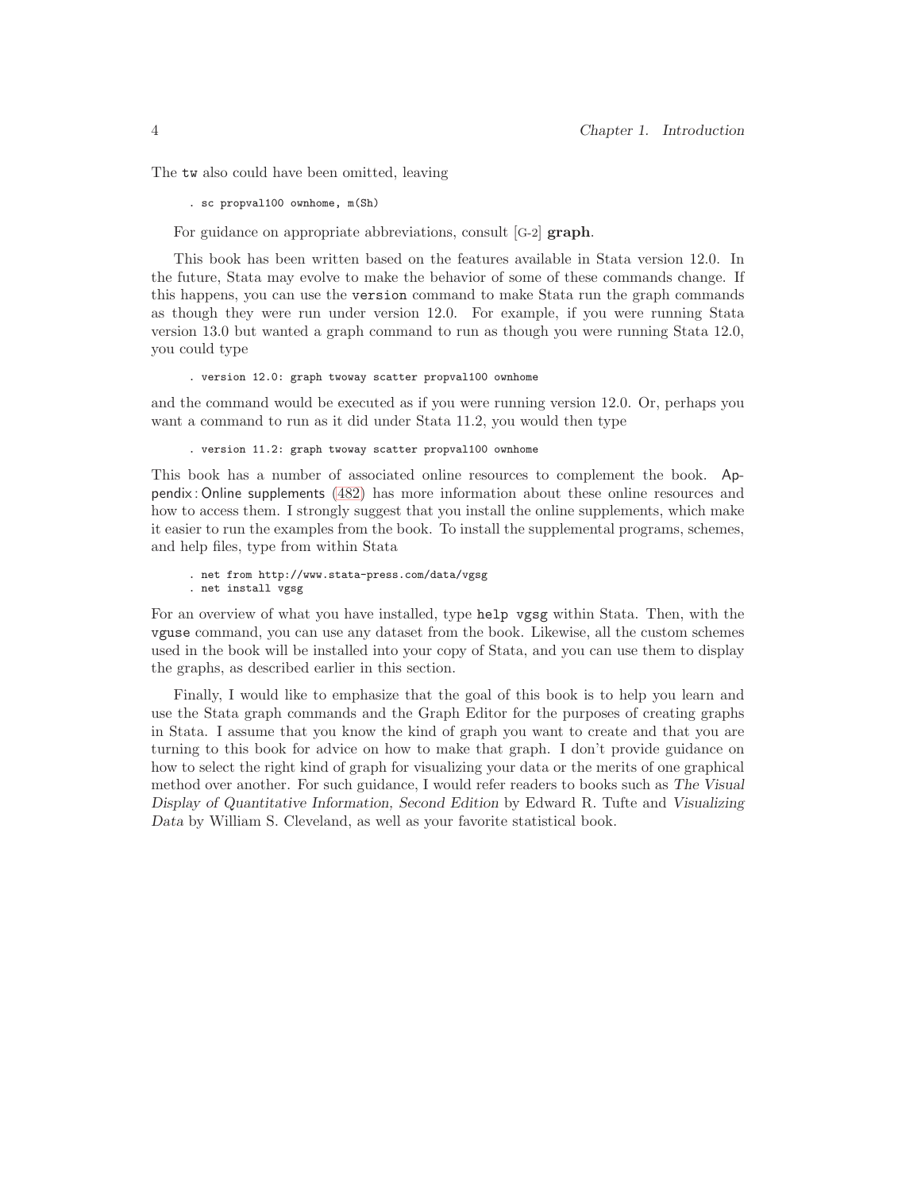The `tw` also could have been omitted, leaving

```
. sc propval100 ownhome, m(Sh)
```

For guidance on appropriate abbreviations, consult [G-2] **graph**.

This book has been written based on the features available in Stata version 12.0. In the future, Stata may evolve to make the behavior of some of these commands change. If this happens, you can use the `version` command to make Stata run the graph commands as though they were run under version 12.0. For example, if you were running Stata version 13.0 but wanted a graph command to run as though you were running Stata 12.0, you could type

```
. version 12.0: graph twoway scatter propval100 ownhome
```

and the command would be executed as if you were running version 12.0. Or, perhaps you want a command to run as it did under Stata 11.2, you would then type

```
. version 11.2: graph twoway scatter propval100 ownhome
```

This book has a number of associated online resources to complement the book. Appendix : Online supplements (482) has more information about these online resources and how to access them. I strongly suggest that you install the online supplements, which make it easier to run the examples from the book. To install the supplemental programs, schemes, and help files, type from within Stata

```
. net from http://www.stata-press.com/data/vgsg
. net install vgsg
```

For an overview of what you have installed, type `help vgsg` within Stata. Then, with the `vguse` command, you can use any dataset from the book. Likewise, all the custom schemes used in the book will be installed into your copy of Stata, and you can use them to display the graphs, as described earlier in this section.

Finally, I would like to emphasize that the goal of this book is to help you learn and use the Stata graph commands and the Graph Editor for the purposes of creating graphs in Stata. I assume that you know the kind of graph you want to create and that you are turning to this book for advice on how to make that graph. I don't provide guidance on how to select the right kind of graph for visualizing your data or the merits of one graphical method over another. For such guidance, I would refer readers to books such as *The Visual Display of Quantitative Information, Second Edition* by Edward R. Tufte and *Visualizing Data* by William S. Cleveland, as well as your favorite statistical book.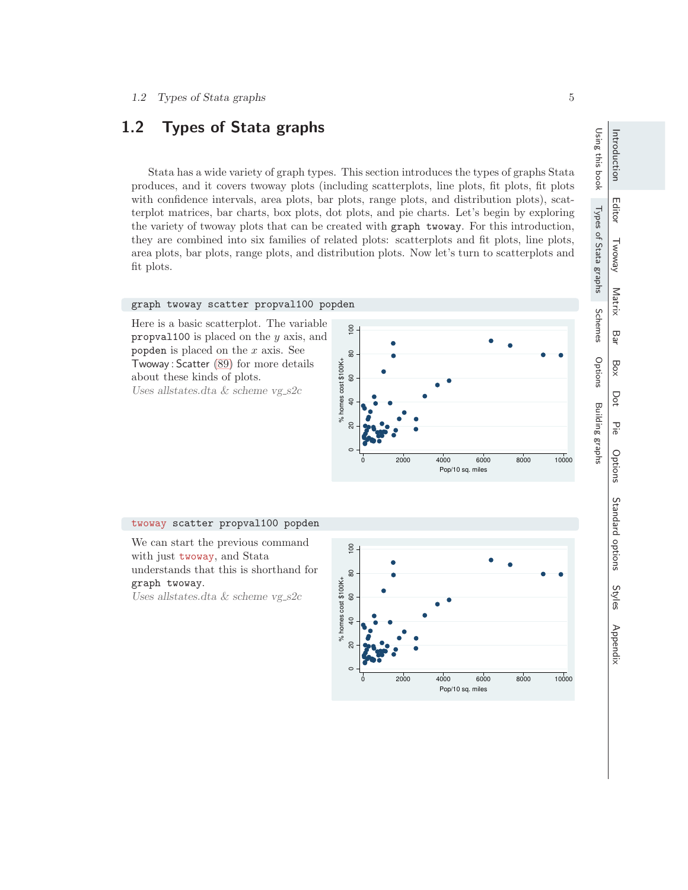## 1.2 Types of Stata graphs

Stata has a wide variety of graph types. This section introduces the types of graphs Stata produces, and it covers twoway plots (including scatterplots, line plots, fit plots, fit plots with confidence intervals, area plots, bar plots, range plots, and distribution plots), scatterplot matrices, bar charts, box plots, dot plots, and pie charts. Let's begin by exploring the variety of twoway plots that can be created with `graph twoway`. For this introduction, they are combined into six families of related plots: scatterplots and fit plots, line plots, area plots, bar plots, range plots, and distribution plots. Now let's turn to scatterplots and fit plots.

```
graph twoway scatter propval100 popden
```

Here is a basic scatterplot. The variable `propval100` is placed on the $y$ axis, and `popden` is placed on the $x$ axis. See Twoway : Scatter (89) for more details about these kinds of plots.

*Uses allstates.dta & scheme vg_s2c*

```
twoway scatter propval100 popden
```

We can start the previous command with just `twoway`, and Stata understands that this is shorthand for `graph twoway`.

*Uses allstates.dta & scheme vg_s2c*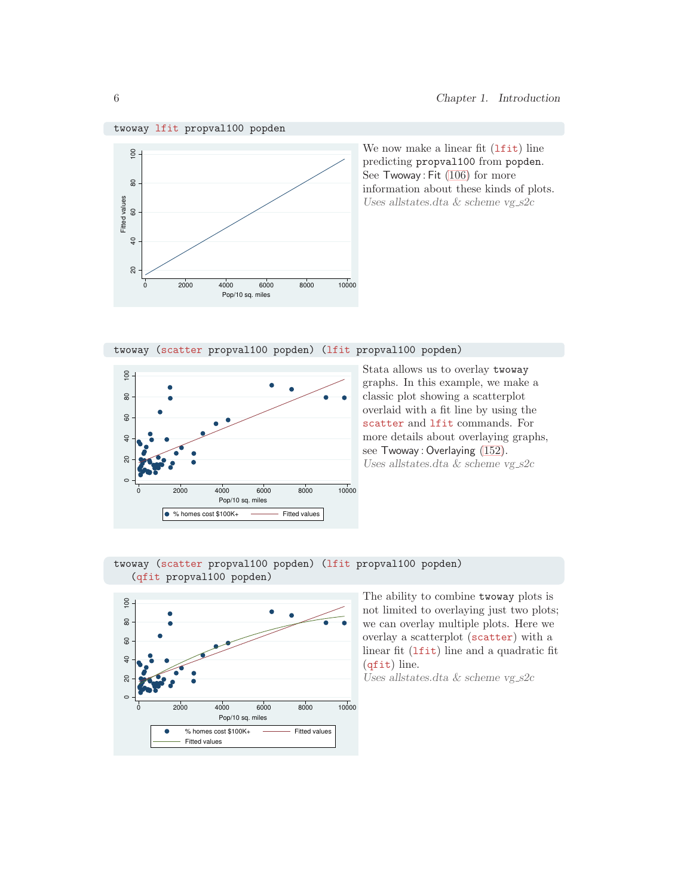```
twoway lfit propval100 popden
```

We now make a linear fit (lfit) line predicting propval100 from popden. See Twoway : Fit (106) for more information about these kinds of plots.
*Uses allstates.dta & scheme vg_s2c*

```
twoway (scatter propval100 popden) (lfit propval100 popden)
```

Stata allows us to overlay twoway graphs. In this example, we make a classic plot showing a scatterplot overlaid with a fit line by using the scatter and lfit commands. For more details about overlaying graphs, see Twoway : Overlaying (152).
*Uses allstates.dta & scheme vg_s2c*

```
twoway (scatter propval100 popden) (lfit propval100 popden)
   (qfit propval100 popden)
```

The ability to combine twoway plots is not limited to overlaying just two plots; we can overlay multiple plots. Here we overlay a scatterplot (scatter) with a linear fit (lfit) line and a quadratic fit (qfit) line.
*Uses allstates.dta & scheme vg_s2c*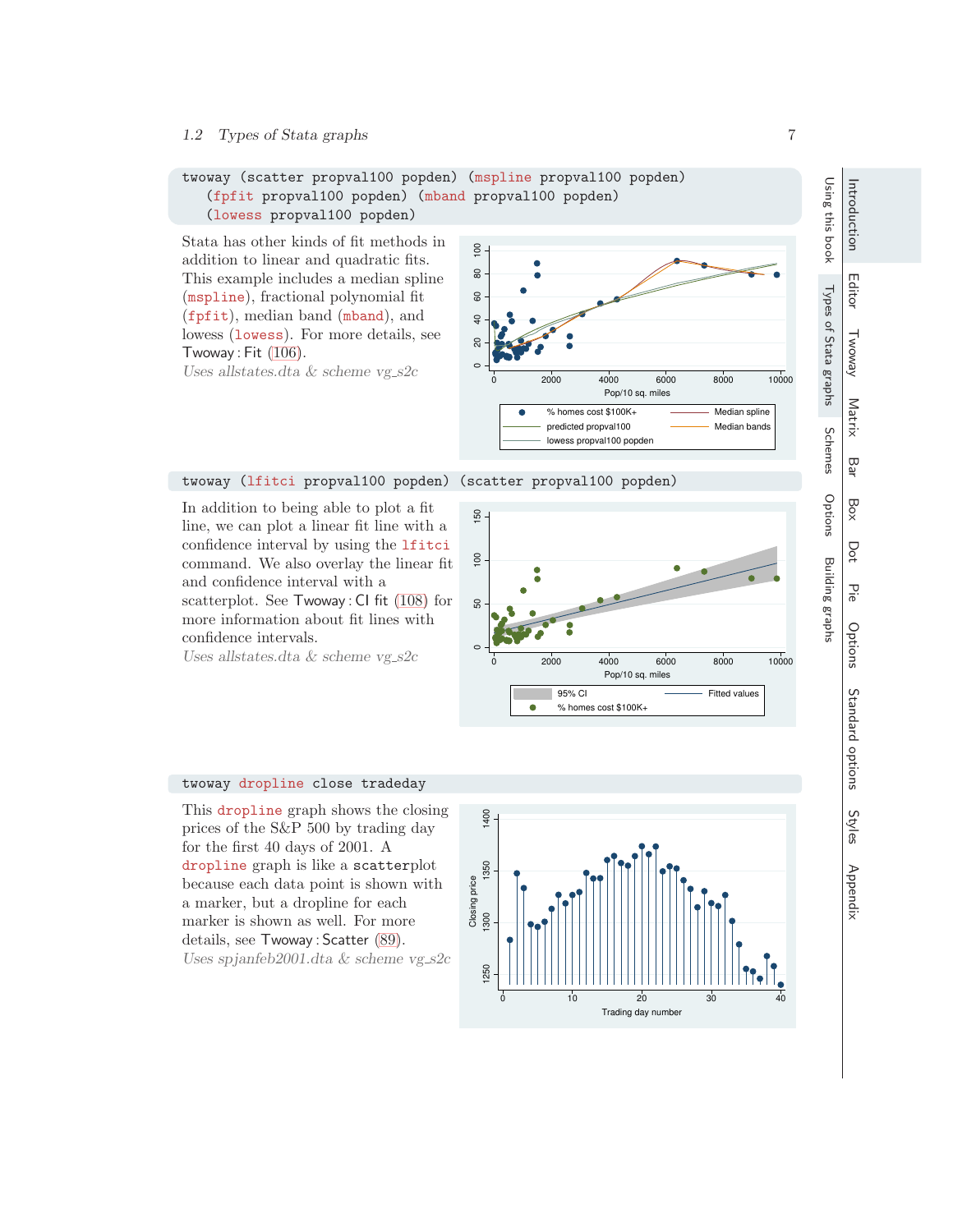```
twoway (scatter propval100 popden) (mspline propval100 popden)
    (fpfit propval100 popden) (mband propval100 popden)
    (lowess propval100 popden)
```

Stata has other kinds of fit methods in addition to linear and quadratic fits. This example includes a median spline (mspline), fractional polynomial fit (fpfit), median band (mband), and lowess (lowess). For more details, see Twoway : Fit (106).

*Uses allstates.dta & scheme vg_s2c*

```
twoway (lfitci propval100 popden) (scatter propval100 popden)
```

In addition to being able to plot a fit line, we can plot a linear fit line with a confidence interval by using the lfitci command. We also overlay the linear fit and confidence interval with a scatterplot. See Twoway : CI fit (108) for more information about fit lines with confidence intervals.

*Uses allstates.dta & scheme vg_s2c*

```
twoway dropline close tradeday
```

This dropline graph shows the closing prices of the S&P 500 by trading day for the first 40 days of 2001. A dropline graph is like a scatterplot because each data point is shown with a marker, but a dropline for each marker is shown as well. For more details, see Twoway : Scatter (89).

*Uses spjanfeb2001.dta & scheme vg_s2c*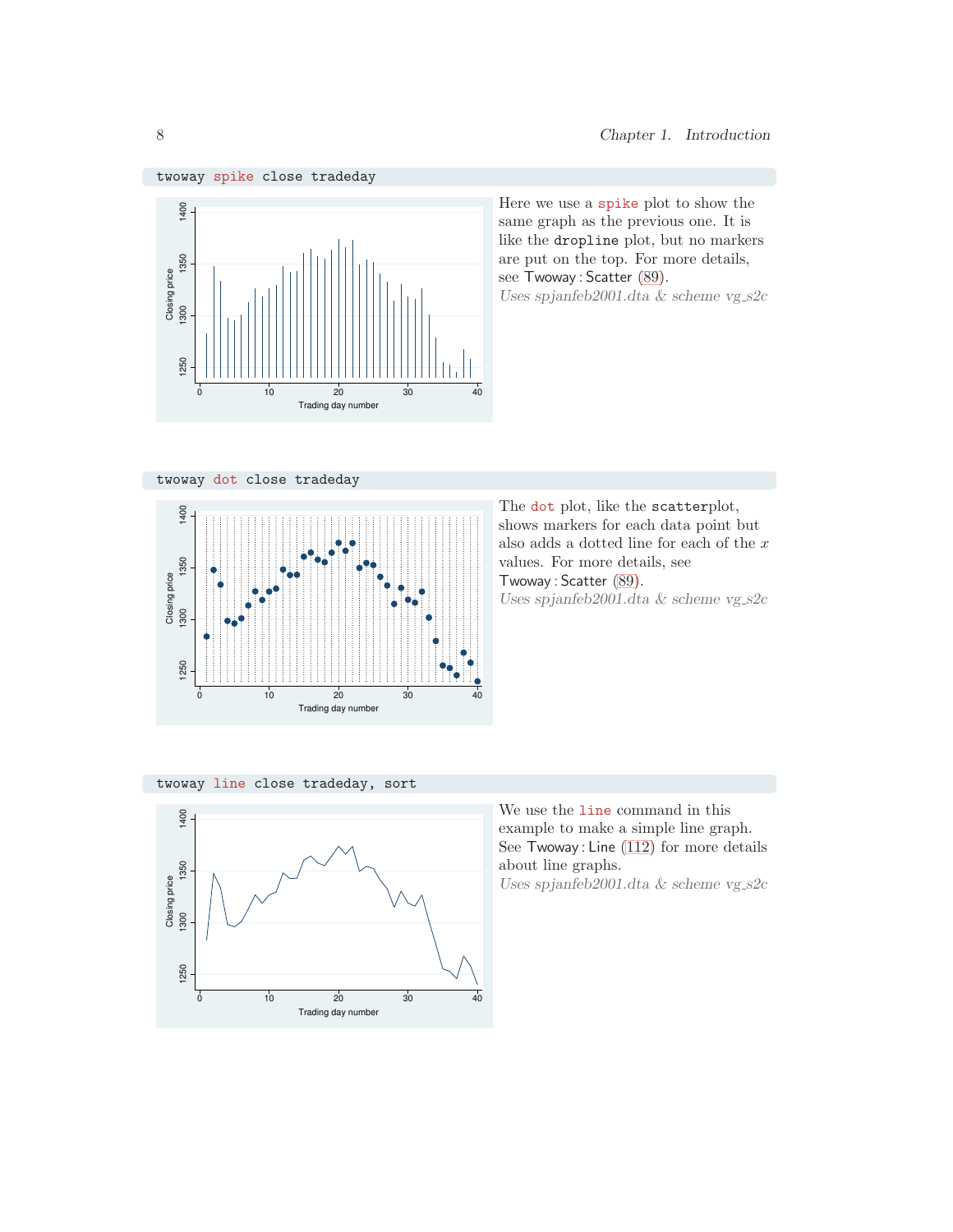```
twoway spike close tradeday
```

Here we use a spike plot to show the same graph as the previous one. It is like the dropline plot, but no markers are put on the top. For more details, see Twoway : Scatter (89).

*Uses spjanfeb2001.dta & scheme vg_s2c*

```
twoway dot close tradeday
```

The dot plot, like the scatterplot, shows markers for each data point but also adds a dotted line for each of the $x$ values. For more details, see Twoway : Scatter (89).

*Uses spjanfeb2001.dta & scheme vg_s2c*

```
twoway line close tradeday, sort
```

We use the line command in this example to make a simple line graph. See Twoway : Line (112) for more details about line graphs.

*Uses spjanfeb2001.dta & scheme vg_s2c*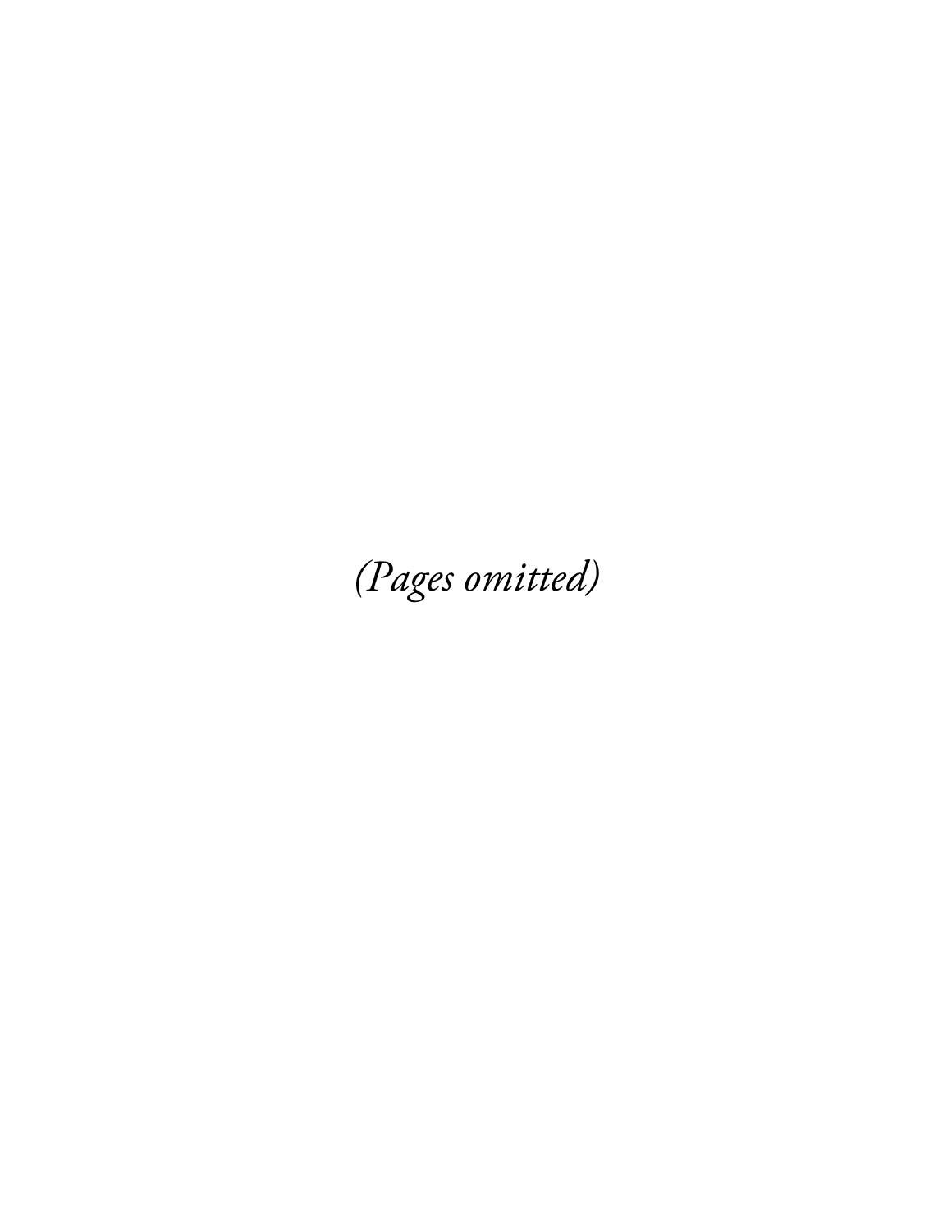*(Pages omitted)*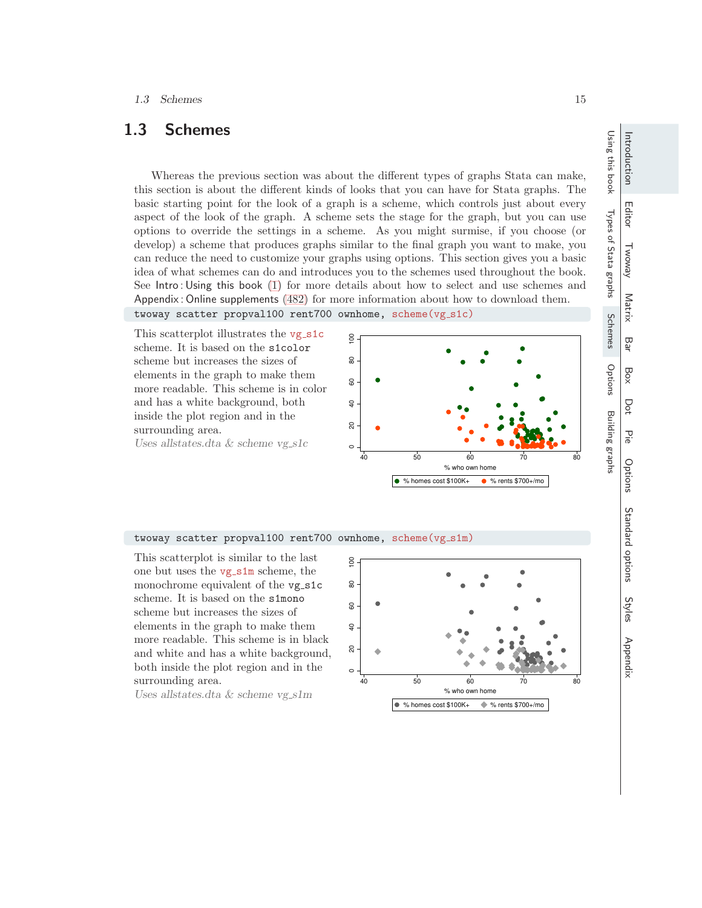## 1.3 Schemes

Whereas the previous section was about the different types of graphs Stata can make, this section is about the different kinds of looks that you can have for Stata graphs. The basic starting point for the look of a graph is a scheme, which controls just about every aspect of the look of the graph. A scheme sets the stage for the graph, but you can use options to override the settings in a scheme. As you might surmise, if you choose (or develop) a scheme that produces graphs similar to the final graph you want to make, you can reduce the need to customize your graphs using options. This section gives you a basic idea of what schemes can do and introduces you to the schemes used throughout the book. See Intro : Using this book (1) for more details about how to select and use schemes and Appendix : Online supplements (482) for more information about how to download them.

```
twoway scatter propval100 rent700 ownhome, scheme(vg_s1c)
```

This scatterplot illustrates the vg_s1c scheme. It is based on the s1color scheme but increases the sizes of elements in the graph to make them more readable. This scheme is in color and has a white background, both inside the plot region and in the surrounding area.

*Uses allstates.dta & scheme vg_s1c*

```
twoway scatter propval100 rent700 ownhome, scheme(vg_s1m)
```

This scatterplot is similar to the last one but uses the vg_s1m scheme, the monochrome equivalent of the vg_s1c scheme. It is based on the s1mono scheme but increases the sizes of elements in the graph to make them more readable. This scheme is in black and white and has a white background, both inside the plot region and in the surrounding area.

*Uses allstates.dta & scheme vg_s1m*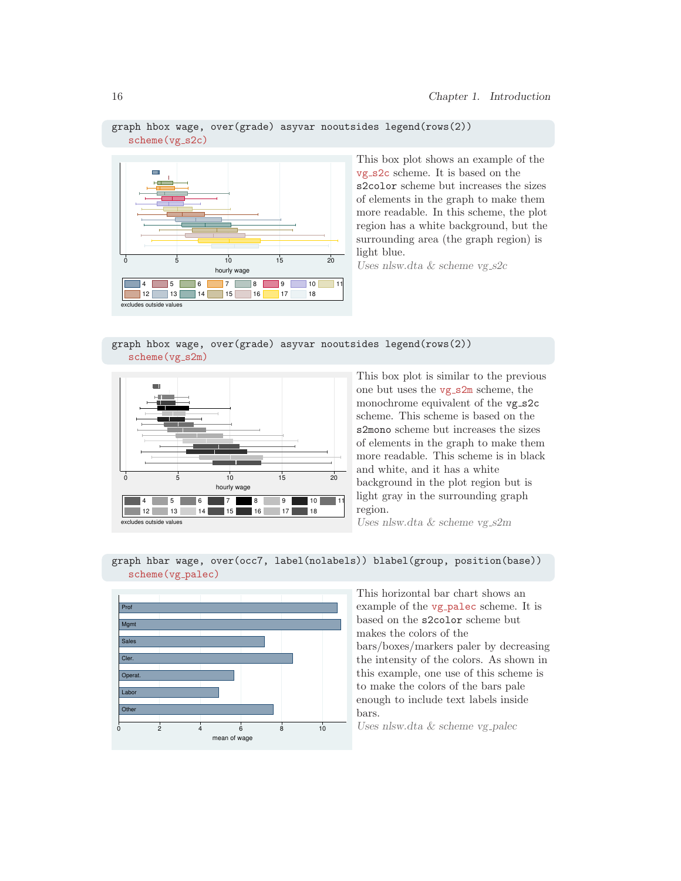```
graph hbox wage, over(grade) asyvar nooutsides legend(rows(2))
    scheme(vg_s2c)
```

This box plot shows an example of the vg_s2c scheme. It is based on the s2color scheme but increases the sizes of elements in the graph to make them more readable. In this scheme, the plot region has a white background, but the surrounding area (the graph region) is light blue.

*Uses nlsw.dta & scheme vg_s2c*

```
graph hbox wage, over(grade) asyvar nooutsides legend(rows(2))
    scheme(vg_s2m)
```

This box plot is similar to the previous one but uses the vg_s2m scheme, the monochrome equivalent of the vg_s2c scheme. This scheme is based on the s2mono scheme but increases the sizes of elements in the graph to make them more readable. This scheme is in black and white, and it has a white background in the plot region but is light gray in the surrounding graph region.

*Uses nlsw.dta & scheme vg_s2m*

```
graph hbar wage, over(occ7, label(nolabels)) blabel(group, position(base))
    scheme(vg_palec)
```

This horizontal bar chart shows an example of the vg_palec scheme. It is based on the s2color scheme but makes the colors of the bars/boxes/markers paler by decreasing the intensity of the colors. As shown in this example, one use of this scheme is to make the colors of the bars pale enough to include text labels inside bars.

*Uses nlsw.dta & scheme vg_palec*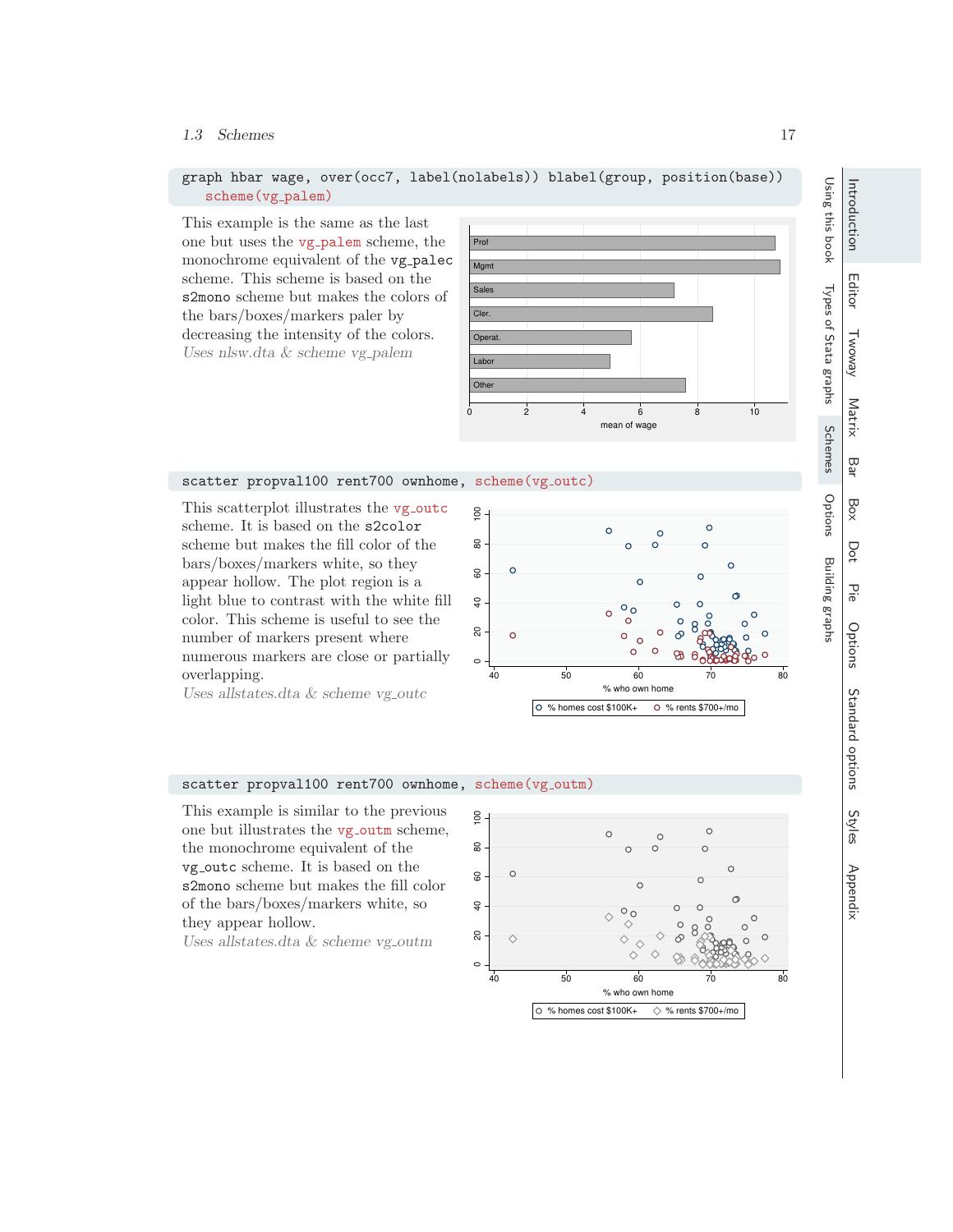```
graph hbar wage, over(occ7, label(nolabels)) blabel(group, position(base))
    scheme(vg_palem)
```

This example is the same as the last one but uses the vg_palem scheme, the monochrome equivalent of the vg_palec scheme. This scheme is based on the s2mono scheme but makes the colors of the bars/boxes/markers paler by decreasing the intensity of the colors.
*Uses nlsw.dta & scheme vg_palem*

```
scatter propval100 rent700 ownhome, scheme(vg_outc)
```

This scatterplot illustrates the vg_outc scheme. It is based on the s2color scheme but makes the fill color of the bars/boxes/markers white, so they appear hollow. The plot region is a light blue to contrast with the white fill color. This scheme is useful to see the number of markers present where numerous markers are close or partially overlapping.
*Uses allstates.dta & scheme vg_outc*

```
scatter propval100 rent700 ownhome, scheme(vg_outm)
```

This example is similar to the previous one but illustrates the vg_outm scheme, the monochrome equivalent of the vg_outc scheme. It is based on the s2mono scheme but makes the fill color of the bars/boxes/markers white, so they appear hollow.
*Uses allstates.dta & scheme vg_outm*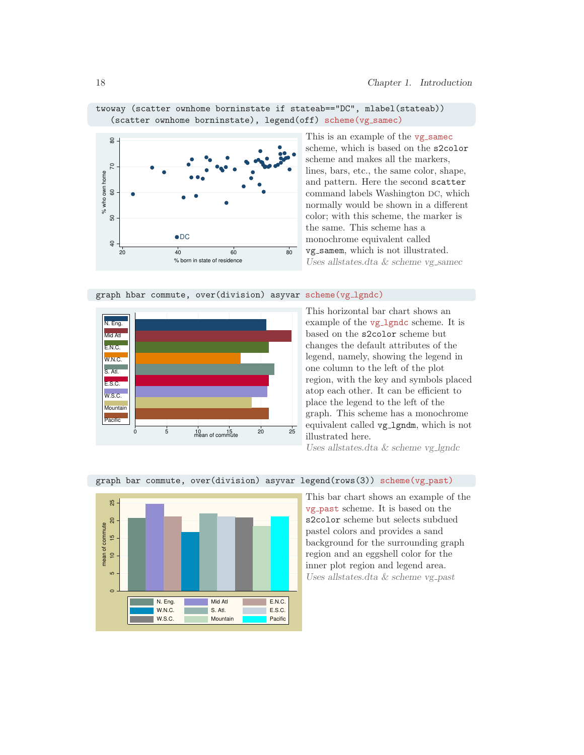```
twoway (scatter ownhome borninstate if stateab=="DC", mlabel(stateab))
    (scatter ownhome borninstate), legend(off) scheme(vg_samec)
```

80
70
60
50
40
% who own home
DC
20
40
60
80
% born in state of residence

This is an example of the vg_samec scheme, which is based on the s2color scheme and makes all the markers, lines, bars, etc., the same color, shape, and pattern. Here the second scatter command labels Washington DC, which normally would be shown in a different color; with this scheme, the marker is the same. This scheme has a monochrome equivalent called vg_samem, which is not illustrated.

*Uses allstates.dta & scheme vg_samec*

```
graph hbar commute, over(division) asyvar scheme(vg_lgndc)
```

N. Eng.
Mid Atl
E.N.C.
W.N.C.
S. Atl.
E.S.C.
W.S.C.
Mountain
Pacific
0
5
10
15
20
25
mean of commute

This horizontal bar chart shows an example of the vg_lgndc scheme. It is based on the s2color scheme but changes the default attributes of the legend, namely, showing the legend in one column to the left of the plot region, with the key and symbols placed atop each other. It can be efficient to place the legend to the left of the graph. This scheme has a monochrome equivalent called vg_lgndm, which is not illustrated here.

*Uses allstates.dta & scheme vg_lgndc*

```
graph bar commute, over(division) asyvar legend(rows(3)) scheme(vg_past)
```

25
20
15
10
5
0
mean of commute
N. Eng.
Mid Atl
E.N.C.
W.N.C.
S. Atl.
E.S.C.
W.S.C.
Mountain
Pacific

This bar chart shows an example of the vg_past scheme. It is based on the s2color scheme but selects subdued pastel colors and provides a sand background for the surrounding graph region and an eggshell color for the inner plot region and legend area.

*Uses allstates.dta & scheme vg_past*